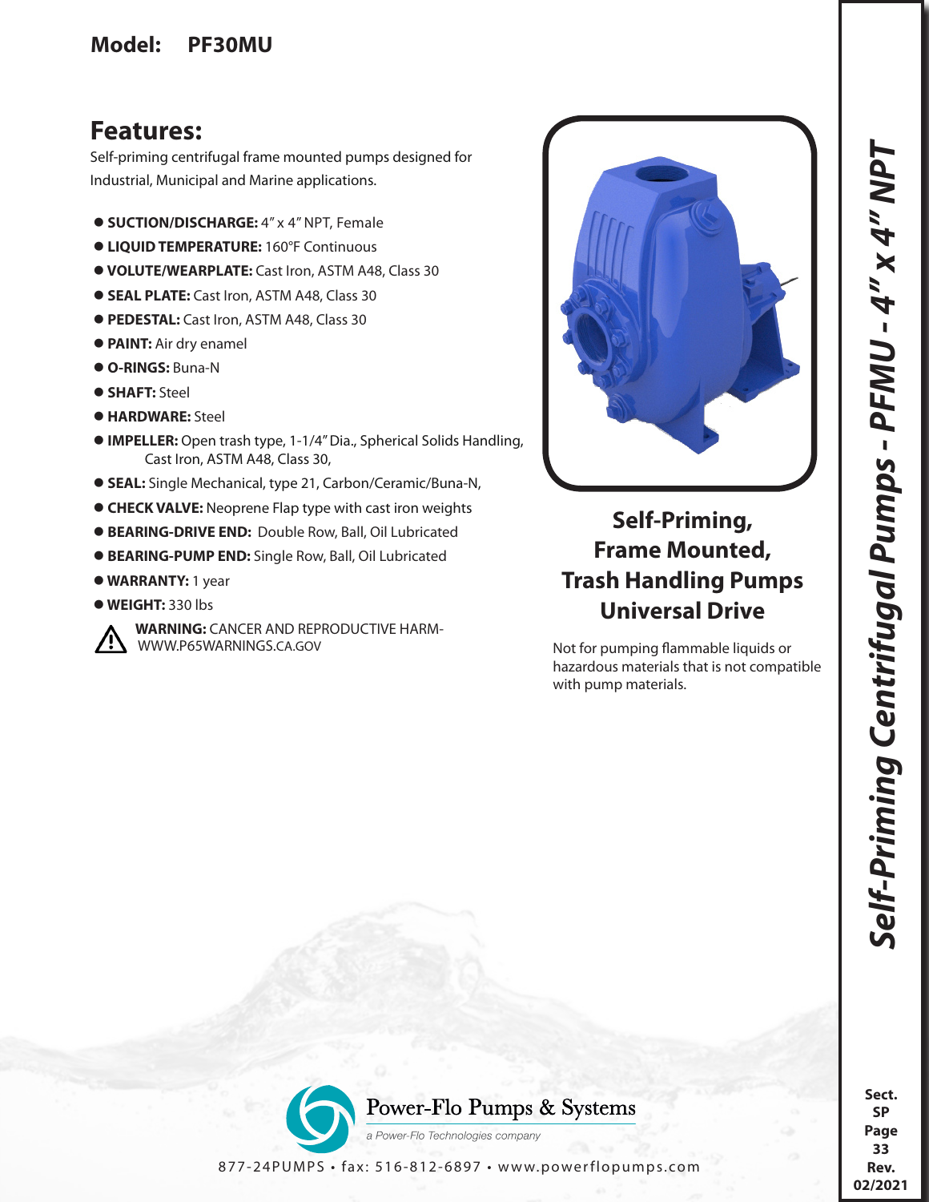## Model: PF30MU

## Features:

Self-priming centrifugal frame mounted pumps designed for Industrial, Municipal and Marine applications.

- **SUCTION/DISCHARGE:** 4" x 4" NPT, Female
- **LIQUID TEMPERATURE:** 160°F Continuous
- **VOLUTE/WEARPLATE:** Cast Iron, ASTM A48, Class 30
- **SEAL PLATE:** Cast Iron, ASTM A48, Class 30
- **PEDESTAL:** Cast Iron, ASTM A48, Class 30
- **PAINT:** Air dry enamel
- **O-RINGS:** Buna-N
- **SHAFT:** Steel
- **HARDWARE:** Steel
- **IMPELLER:** Open trash type, 1-1/4" Dia., Spherical Solids Handling, Cast Iron, ASTM A48, Class 30,
- **SEAL:** Single Mechanical, type 21, Carbon/Ceramic/Buna-N,
- **CHECK VALVE:** Neoprene Flap type with cast iron weights
- **BEARING-DRIVE END:** Double Row, Ball, Oil Lubricated
- **BEARING-PUMP END:** Single Row, Ball, Oil Lubricated
- **WARRANTY:** 1 year
- **WEIGHT:** 330 lbs

⚠ **WARNING:** CANCER AND REPRODUCTIVE HARM- WWW.P65WARNINGS.CA.GOV

## Self-Priming, Frame Mounted, Trash Handling Pumps Universal Drive

Not for pumping flammable liquids or hazardous materials that is not compatible with pump materials.

*Self-Priming Centrifugal Pumps - PFMU - 4" x 4" NPT*

Power-Flo Pumps & Systems

a Power-Flo Technologies company

877-24PUMPS • fax: 516-812-6897 • www.powerflopumps.com

Sect. SP Page 33 Rev. 02/2021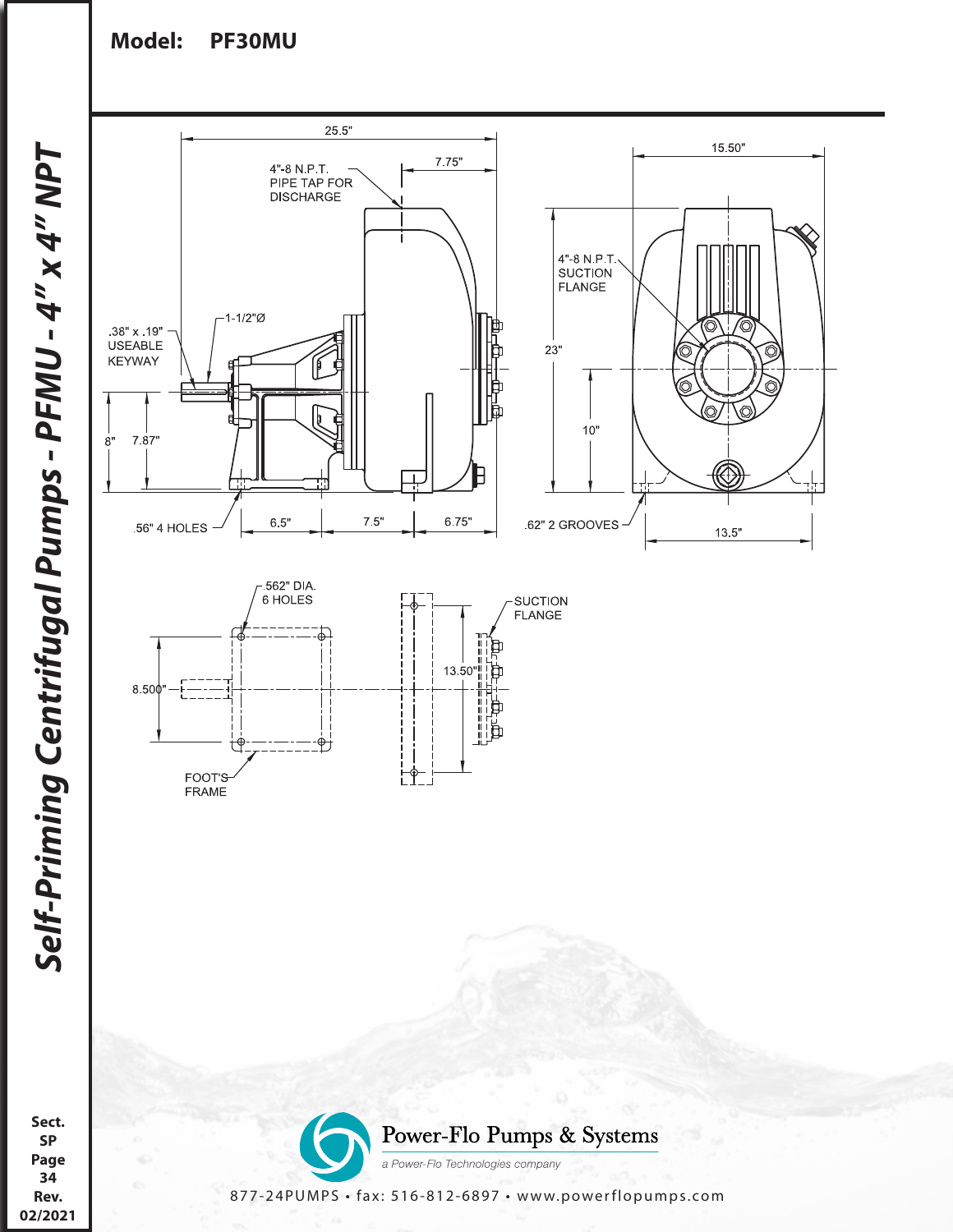**Model: PF30MU**

25.5"

7.75"

4"-8 N.P.T.
PIPE TAP FOR
DISCHARGE

15.50"

4"-8 N.P.T.
SUCTION
FLANGE

1-1/2"Ø

.38" x .19"
USEABLE
KEYWAY

23"

10"

8"

7.87"

.56" 4 HOLES

6.5"

7.5"

6.75"

.62" 2 GROOVES

13.5"

.562" DIA.
6 HOLES

SUCTION
FLANGE

8.500"

13.50"

FOOT'S
FRAME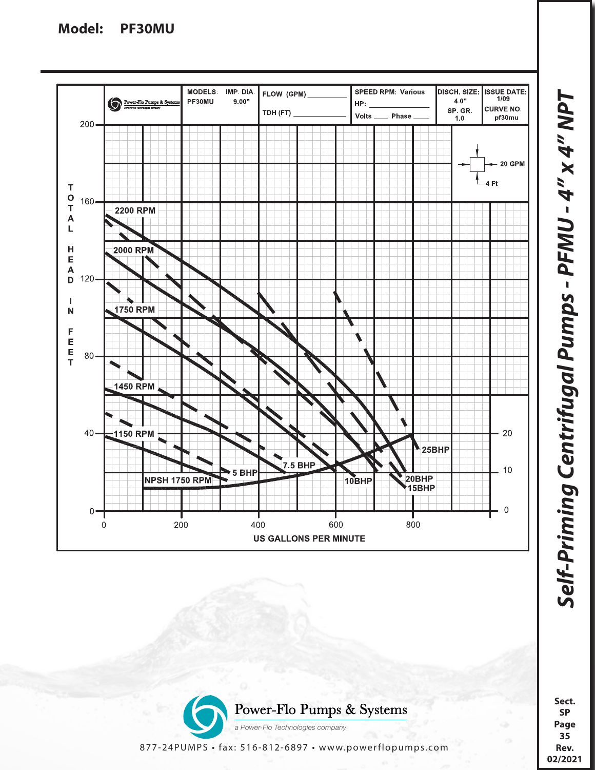**Model: PF30MU**

Power-Flo Pumps & Systems
a Power-Flo Technologies company

| MODELS: | IMP. DIA. | FLOW (GPM) ________ | SPEED RPM: Various | DISCH. SIZE: | ISSUE DATE: |
|---|---|---|---|---|---|
| PF30MU | 9.00" | TDH (FT) ________ | HP: ________ | 4.0" | 1/09 |
| | | | Volts ____ Phase ____ | SP. GR. 1.0 | CURVE NO. pf30mu |

TOTAL HEAD IN FEET

200
160
120
80
40
0

2200 RPM
2000 RPM
1750 RPM
1450 RPM
1150 RPM
NPSH 1750 RPM
5 BHP
7.5 BHP
10BHP
15BHP
20BHP
25BHP

20 GPM
4 Ft

20
10
0

0
200
400
600
800

US GALLONS PER MINUTE

Power-Flo Pumps & Systems
a Power-Flo Technologies company

877-24PUMPS • fax: 516-812-6897 • www.powerflopumps.com

*Self-Priming Centrifugal Pumps - PFMU - 4" x 4" NPT*

Sect. SP
Page 35
Rev. 02/2021